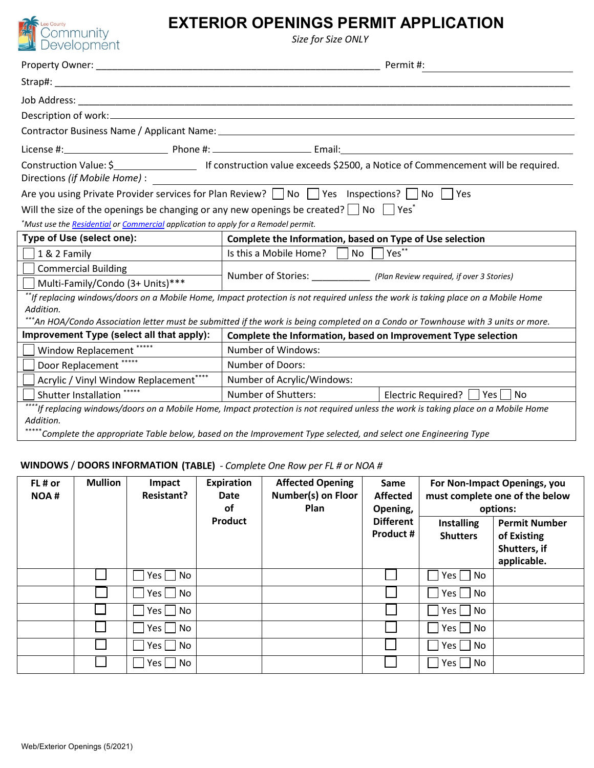Lee County Community Development

# EXTERIOR OPENINGS PERMIT APPLICATION

*Size for Size ONLY*

Property Owner: ______________________________________ Permit #: ______________________

Strap#: ______________________________________________________________________

Job Address: __________________________________________________________________

Description of work: ____________________________________________________________

Contractor Business Name / Applicant Name: _____________________________________________

License #: ________________ Phone #: ________________ Email: ______________________________

Construction Value: $______________ If construction value exceeds $2500, a Notice of Commencement will be required.

Directions *(if Mobile Home)* : ____________________________________________________

Are you using Private Provider services for Plan Review? ☐ No ☐ Yes Inspections? ☐ No ☐ Yes

Will the size of the openings be changing or any new openings be created? ☐ No ☐ Yes*

**Must use the [Residential](#) or [Commercial](#) application to apply for a Remodel permit.*

| Type of Use (select one): | Complete the Information, based on Type of Use selection |
|---|---|
| ☐ 1 & 2 Family | Is this a Mobile Home? ☐ No ☐ Yes** |
| ☐ Commercial Building | Number of Stories: ___________ *(Plan Review required, if over 3 Stories)* |
| ☐ Multi-Family/Condo (3+ Units)*** | |

***If replacing windows/doors on a Mobile Home, Impact protection is not required unless the work is taking place on a Mobile Home Addition.*

****An HOA/Condo Association letter must be submitted if the work is being completed on a Condo or Townhouse with 3 units or more.*

| Improvement Type (select all that apply): | Complete the Information, based on Improvement Type selection | |
|---|---|---|
| ☐ Window Replacement ***** | Number of Windows: | |
| ☐ Door Replacement ***** | Number of Doors: | |
| ☐ Acrylic / Vinyl Window Replacement**** | Number of Acrylic/Windows: | |
| ☐ Shutter Installation ***** | Number of Shutters: | Electric Required? ☐ Yes ☐ No |

*****If replacing windows/doors on a Mobile Home, Impact protection is not required unless the work is taking place on a Mobile Home Addition.*

******Complete the appropriate Table below, based on the Improvement Type selected, and select one Engineering Type*

**WINDOWS / DOORS INFORMATION (TABLE)** *- Complete One Row per FL # or NOA #*

| FL # or NOA # | Mullion | Impact Resistant? | Expiration Date of Product | Affected Opening Number(s) on Floor Plan | Same Affected Opening, Different Product # | For Non-Impact Openings, you must complete one of the below options: | |
|---|---|---|---|---|---|---|---|
| | | | | | | Installing Shutters | Permit Number of Existing Shutters, if applicable. |
| | ☐ | ☐ Yes ☐ No | | | ☐ | ☐ Yes ☐ No | |
| | ☐ | ☐ Yes ☐ No | | | ☐ | ☐ Yes ☐ No | |
| | ☐ | ☐ Yes ☐ No | | | ☐ | ☐ Yes ☐ No | |
| | ☐ | ☐ Yes ☐ No | | | ☐ | ☐ Yes ☐ No | |
| | ☐ | ☐ Yes ☐ No | | | ☐ | ☐ Yes ☐ No | |
| | ☐ | ☐ Yes ☐ No | | | ☐ | ☐ Yes ☐ No | |

Web/Exterior Openings (5/2021)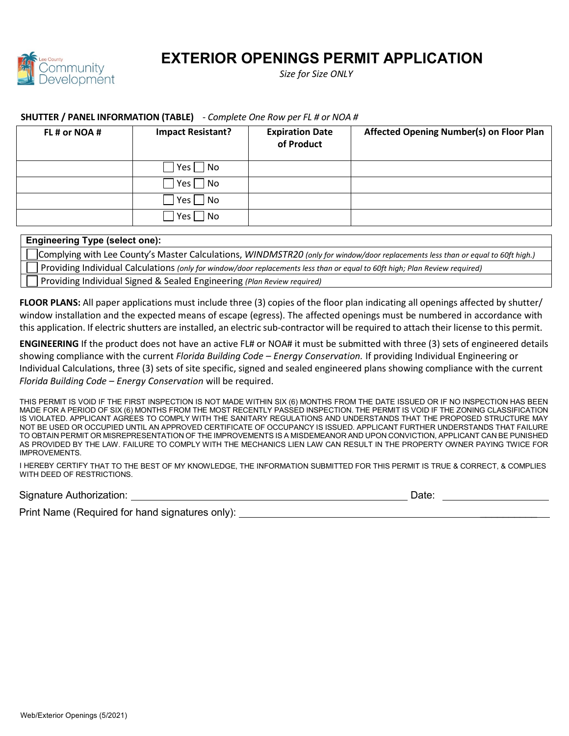# EXTERIOR OPENINGS PERMIT APPLICATION

*Size for Size ONLY*

**SHUTTER / PANEL INFORMATION (TABLE)** *- Complete One Row per FL # or NOA #*

| FL # or NOA # | Impact Resistant? | Expiration Date of Product | Affected Opening Number(s) on Floor Plan |
|---|---|---|---|
| | ☐ Yes ☐ No | | |
| | ☐ Yes ☐ No | | |
| | ☐ Yes ☐ No | | |
| | ☐ Yes ☐ No | | |

**Engineering Type (select one):**

☐ Complying with Lee County's Master Calculations, *WINDMSTR20* *(only for window/door replacements less than or equal to 60ft high.)*

☐ Providing Individual Calculations *(only for window/door replacements less than or equal to 60ft high; Plan Review required)*

☐ Providing Individual Signed & Sealed Engineering *(Plan Review required)*

**FLOOR PLANS:** All paper applications must include three (3) copies of the floor plan indicating all openings affected by shutter/ window installation and the expected means of escape (egress). The affected openings must be numbered in accordance with this application. If electric shutters are installed, an electric sub-contractor will be required to attach their license to this permit.

**ENGINEERING** If the product does not have an active FL# or NOA# it must be submitted with three (3) sets of engineered details showing compliance with the current *Florida Building Code – Energy Conservation.* If providing Individual Engineering or Individual Calculations, three (3) sets of site specific, signed and sealed engineered plans showing compliance with the current *Florida Building Code – Energy Conservation* will be required.

THIS PERMIT IS VOID IF THE FIRST INSPECTION IS NOT MADE WITHIN SIX (6) MONTHS FROM THE DATE ISSUED OR IF NO INSPECTION HAS BEEN MADE FOR A PERIOD OF SIX (6) MONTHS FROM THE MOST RECENTLY PASSED INSPECTION. THE PERMIT IS VOID IF THE ZONING CLASSIFICATION IS VIOLATED. APPLICANT AGREES TO COMPLY WITH THE SANITARY REGULATIONS AND UNDERSTANDS THAT THE PROPOSED STRUCTURE MAY NOT BE USED OR OCCUPIED UNTIL AN APPROVED CERTIFICATE OF OCCUPANCY IS ISSUED. APPLICANT FURTHER UNDERSTANDS THAT FAILURE TO OBTAIN PERMIT OR MISREPRESENTATION OF THE IMPROVEMENTS IS A MISDEMEANOR AND UPON CONVICTION, APPLICANT CAN BE PUNISHED AS PROVIDED BY THE LAW. FAILURE TO COMPLY WITH THE MECHANICS LIEN LAW CAN RESULT IN THE PROPERTY OWNER PAYING TWICE FOR IMPROVEMENTS.

I HEREBY CERTIFY THAT TO THE BEST OF MY KNOWLEDGE, THE INFORMATION SUBMITTED FOR THIS PERMIT IS TRUE & CORRECT, & COMPLIES WITH DEED OF RESTRICTIONS.

Signature Authorization: ______________________________ Date: ______________

Print Name (Required for hand signatures only): ______________________________

Web/Exterior Openings (5/2021)